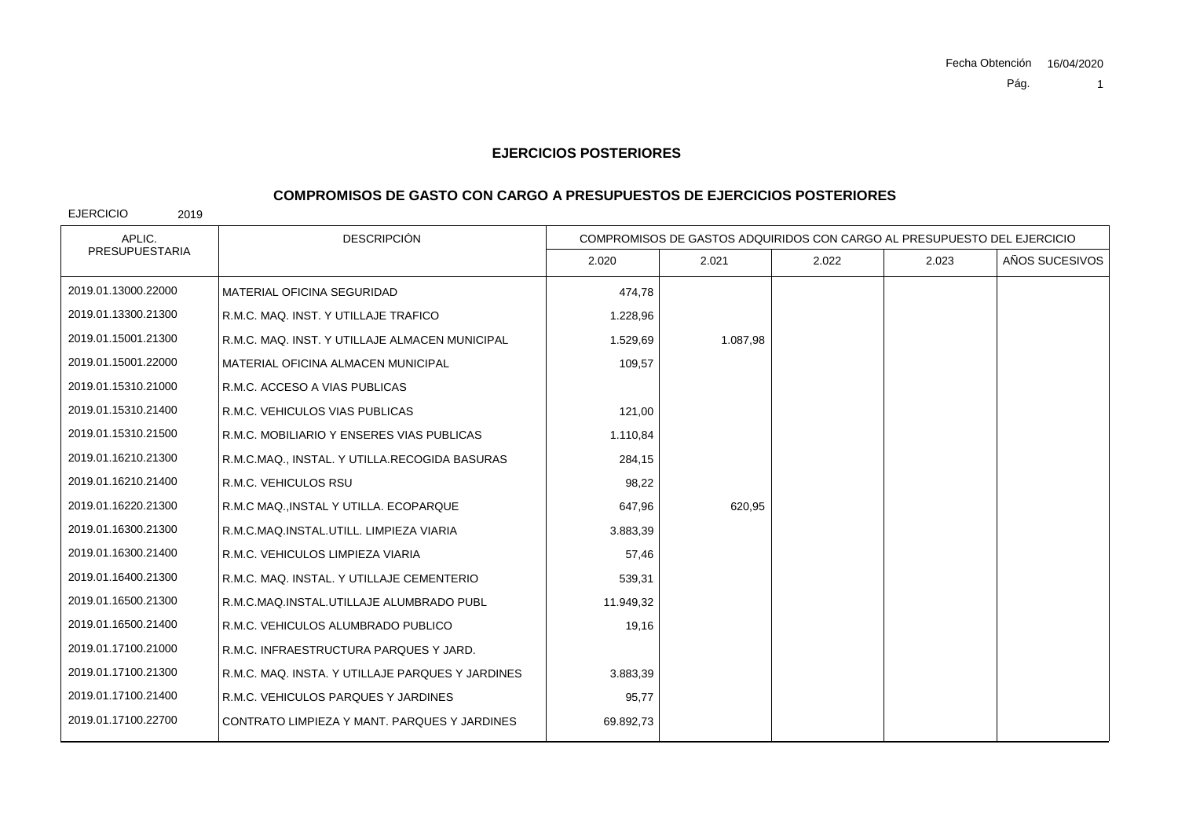Fecha Obtención 16/04/2020

## EJERCICIOS POSTERIORES

## COMPROMISOS DE GASTO CON CARGO A PRESUPUESTOS DE EJERCICIOS POSTERIORES

EJERCICIO 2019

| APLIC. PRESUPUESTARIA | DESCRIPCIÓN | COMPROMISOS DE GASTOS ADQUIRIDOS CON CARGO AL PRESUPUESTO DEL EJERCICIO | | | | |
|---|---|---|---|---|---|---|
| | | 2.020 | 2.021 | 2.022 | 2.023 | AÑOS SUCESIVOS |
| 2019.01.13000.22000 | MATERIAL OFICINA SEGURIDAD | 474,78 | | | | |
| 2019.01.13300.21300 | R.M.C. MAQ. INST. Y UTILLAJE TRAFICO | 1.228,96 | | | | |
| 2019.01.15001.21300 | R.M.C. MAQ. INST. Y UTILLAJE ALMACEN MUNICIPAL | 1.529,69 | 1.087,98 | | | |
| 2019.01.15001.22000 | MATERIAL OFICINA ALMACEN MUNICIPAL | 109,57 | | | | |
| 2019.01.15310.21000 | R.M.C. ACCESO A VIAS PUBLICAS | | | | | |
| 2019.01.15310.21400 | R.M.C. VEHICULOS VIAS PUBLICAS | 121,00 | | | | |
| 2019.01.15310.21500 | R.M.C. MOBILIARIO Y ENSERES VIAS PUBLICAS | 1.110,84 | | | | |
| 2019.01.16210.21300 | R.M.C.MAQ., INSTAL. Y UTILLA.RECOGIDA BASURAS | 284,15 | | | | |
| 2019.01.16210.21400 | R.M.C. VEHICULOS RSU | 98,22 | | | | |
| 2019.01.16220.21300 | R.M.C MAQ.,INSTAL Y UTILLA. ECOPARQUE | 647,96 | 620,95 | | | |
| 2019.01.16300.21300 | R.M.C.MAQ.INSTAL.UTILL. LIMPIEZA VIARIA | 3.883,39 | | | | |
| 2019.01.16300.21400 | R.M.C. VEHICULOS LIMPIEZA VIARIA | 57,46 | | | | |
| 2019.01.16400.21300 | R.M.C. MAQ. INSTAL. Y UTILLAJE CEMENTERIO | 539,31 | | | | |
| 2019.01.16500.21300 | R.M.C.MAQ.INSTAL.UTILLAJE ALUMBRADO PUBL | 11.949,32 | | | | |
| 2019.01.16500.21400 | R.M.C. VEHICULOS ALUMBRADO PUBLICO | 19,16 | | | | |
| 2019.01.17100.21000 | R.M.C. INFRAESTRUCTURA PARQUES Y JARD. | | | | | |
| 2019.01.17100.21300 | R.M.C. MAQ. INSTA. Y UTILLAJE PARQUES Y JARDINES | 3.883,39 | | | | |
| 2019.01.17100.21400 | R.M.C. VEHICULOS PARQUES Y JARDINES | 95,77 | | | | |
| 2019.01.17100.22700 | CONTRATO LIMPIEZA Y MANT. PARQUES Y JARDINES | 69.892,73 | | | | |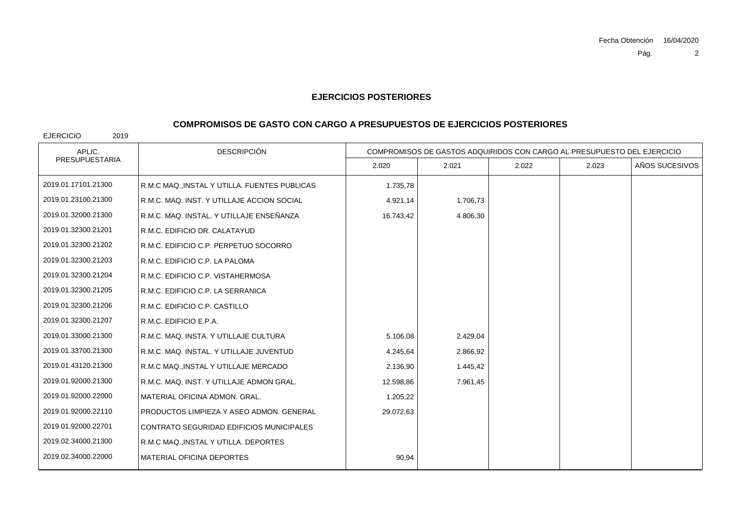## EJERCICIOS POSTERIORES

## COMPROMISOS DE GASTO CON CARGO A PRESUPUESTOS DE EJERCICIOS POSTERIORES

EJERCICIO 2019

| APLIC. PRESUPUESTARIA | DESCRIPCIÓN | COMPROMISOS DE GASTOS ADQUIRIDOS CON CARGO AL PRESUPUESTO DEL EJERCICIO | | | | |
|---|---|---|---|---|---|---|
| | | 2.020 | 2.021 | 2.022 | 2.023 | AÑOS SUCESIVOS |
| 2019.01.17101.21300 | R.M.C MAQ.,INSTAL Y UTILLA. FUENTES PUBLICAS | 1.735,78 | | | | |
| 2019.01.23100.21300 | R.M.C. MAQ. INST. Y UTILLAJE ACCION SOCIAL | 4.921,14 | 1.706,73 | | | |
| 2019.01.32000.21300 | R.M.C. MAQ. INSTAL. Y UTILLAJE ENSEÑANZA | 16.743,42 | 4.806,30 | | | |
| 2019.01.32300.21201 | R.M.C. EDIFICIO DR. CALATAYUD | | | | | |
| 2019.01.32300.21202 | R.M.C. EDIFICIO C.P. PERPETUO SOCORRO | | | | | |
| 2019.01.32300.21203 | R.M.C. EDIFICIO C.P. LA PALOMA | | | | | |
| 2019.01.32300.21204 | R.M.C. EDIFICIO C.P. VISTAHERMOSA | | | | | |
| 2019.01.32300.21205 | R.M.C. EDIFICIO C.P. LA SERRANICA | | | | | |
| 2019.01.32300.21206 | R.M.C. EDIFICIO C.P. CASTILLO | | | | | |
| 2019.01.32300.21207 | R.M.C. EDIFICIO E.P.A. | | | | | |
| 2019.01.33000.21300 | R.M.C. MAQ. INSTA. Y UTILLAJE CULTURA | 5.106,08 | 2.429,04 | | | |
| 2019.01.33700.21300 | R.M.C. MAQ. INSTAL. Y UTILLAJE JUVENTUD | 4.245,64 | 2.866,92 | | | |
| 2019.01.43120.21300 | R.M.C MAQ.,INSTAL Y UTILLAJE MERCADO | 2.136,90 | 1.445,42 | | | |
| 2019.01.92000.21300 | R.M.C. MAQ. INST. Y UTILLAJE ADMON GRAL. | 12.598,86 | 7.961,45 | | | |
| 2019.01.92000.22000 | MATERIAL OFICINA ADMON. GRAL. | 1.205,22 | | | | |
| 2019.01.92000.22110 | PRODUCTOS LIMPIEZA Y ASEO ADMON. GENERAL | 29.072,63 | | | | |
| 2019.01.92000.22701 | CONTRATO SEGURIDAD EDIFICIOS MUNICIPALES | | | | | |
| 2019.02.34000.21300 | R.M.C MAQ.,INSTAL Y UTILLA. DEPORTES | | | | | |
| 2019.02.34000.22000 | MATERIAL OFICINA DEPORTES | 90,94 | | | | |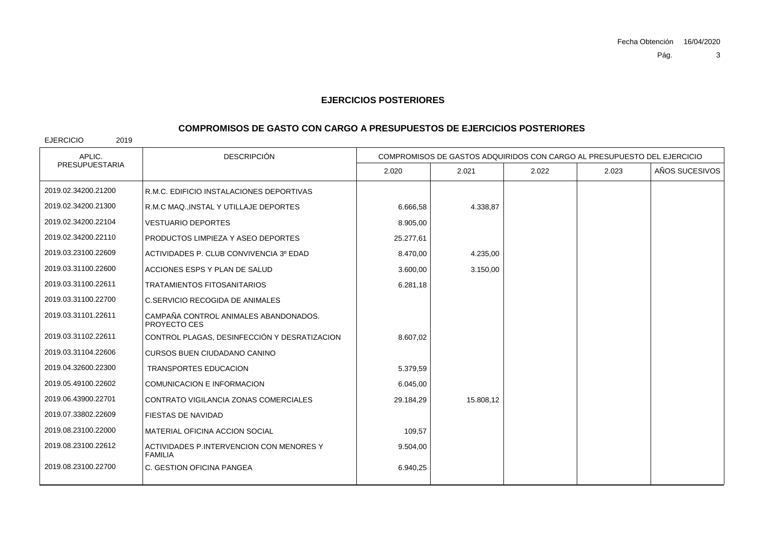## EJERCICIOS POSTERIORES

## COMPROMISOS DE GASTO CON CARGO A PRESUPUESTOS DE EJERCICIOS POSTERIORES

EJERCICIO 2019

| APLIC. PRESUPUESTARIA | DESCRIPCIÓN | COMPROMISOS DE GASTOS ADQUIRIDOS CON CARGO AL PRESUPUESTO DEL EJERCICIO | | | | |
|---|---|---|---|---|---|---|
| | | 2.020 | 2.021 | 2.022 | 2.023 | AÑOS SUCESIVOS |
| 2019.02.34200.21200 | R.M.C. EDIFICIO INSTALACIONES DEPORTIVAS | | | | | |
| 2019.02.34200.21300 | R.M.C MAQ.,INSTAL Y UTILLAJE DEPORTES | 6.666,58 | 4.338,87 | | | |
| 2019.02.34200.22104 | VESTUARIO DEPORTES | 8.905,00 | | | | |
| 2019.02.34200.22110 | PRODUCTOS LIMPIEZA Y ASEO DEPORTES | 25.277,61 | | | | |
| 2019.03.23100.22609 | ACTIVIDADES P. CLUB CONVIVENCIA 3º EDAD | 8.470,00 | 4.235,00 | | | |
| 2019.03.31100.22600 | ACCIONES ESPS Y PLAN DE SALUD | 3.600,00 | 3.150,00 | | | |
| 2019.03.31100.22611 | TRATAMIENTOS FITOSANITARIOS | 6.281,18 | | | | |
| 2019.03.31100.22700 | C.SERVICIO RECOGIDA DE ANIMALES | | | | | |
| 2019.03.31101.22611 | CAMPAÑA CONTROL ANIMALES ABANDONADOS. PROYECTO CES | | | | | |
| 2019.03.31102.22611 | CONTROL PLAGAS, DESINFECCIÓN Y DESRATIZACION | 8.607,02 | | | | |
| 2019.03.31104.22606 | CURSOS BUEN CIUDADANO CANINO | | | | | |
| 2019.04.32600.22300 | TRANSPORTES EDUCACION | 5.379,59 | | | | |
| 2019.05.49100.22602 | COMUNICACION E INFORMACION | 6.045,00 | | | | |
| 2019.06.43900.22701 | CONTRATO VIGILANCIA ZONAS COMERCIALES | 29.184,29 | 15.808,12 | | | |
| 2019.07.33802.22609 | FIESTAS DE NAVIDAD | | | | | |
| 2019.08.23100.22000 | MATERIAL OFICINA ACCION SOCIAL | 109,57 | | | | |
| 2019.08.23100.22612 | ACTIVIDADES P.INTERVENCION CON MENORES Y FAMILIA | 9.504,00 | | | | |
| 2019.08.23100.22700 | C. GESTION OFICINA PANGEA | 6.940,25 | | | | |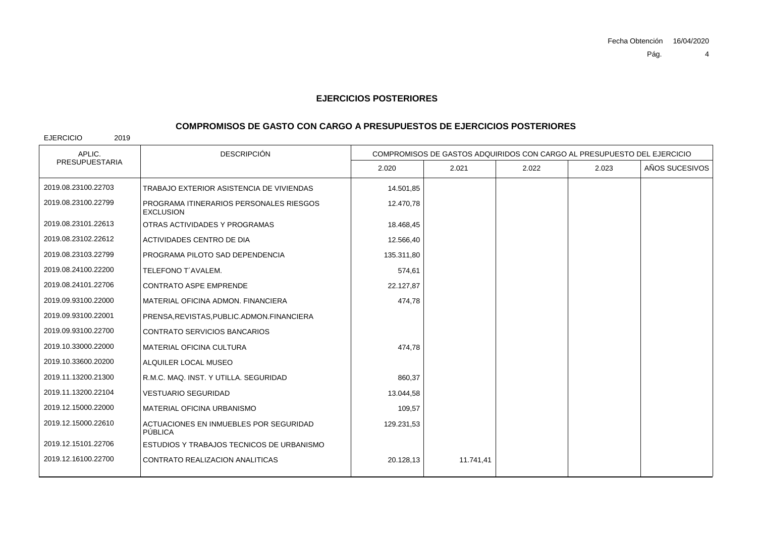## EJERCICIOS POSTERIORES

## COMPROMISOS DE GASTO CON CARGO A PRESUPUESTOS DE EJERCICIOS POSTERIORES

EJERCICIO 2019

| APLIC. PRESUPUESTARIA | DESCRIPCIÓN | COMPROMISOS DE GASTOS ADQUIRIDOS CON CARGO AL PRESUPUESTO DEL EJERCICIO | | | | |
|---|---|---|---|---|---|---|
| | | 2.020 | 2.021 | 2.022 | 2.023 | AÑOS SUCESIVOS |
| 2019.08.23100.22703 | TRABAJO EXTERIOR ASISTENCIA DE VIVIENDAS | 14.501,85 | | | | |
| 2019.08.23100.22799 | PROGRAMA ITINERARIOS PERSONALES RIESGOS EXCLUSION | 12.470,78 | | | | |
| 2019.08.23101.22613 | OTRAS ACTIVIDADES Y PROGRAMAS | 18.468,45 | | | | |
| 2019.08.23102.22612 | ACTIVIDADES CENTRO DE DIA | 12.566,40 | | | | |
| 2019.08.23103.22799 | PROGRAMA PILOTO SAD DEPENDENCIA | 135.311,80 | | | | |
| 2019.08.24100.22200 | TELEFONO T´AVALEM. | 574,61 | | | | |
| 2019.08.24101.22706 | CONTRATO ASPE EMPRENDE | 22.127,87 | | | | |
| 2019.09.93100.22000 | MATERIAL OFICINA ADMON. FINANCIERA | 474,78 | | | | |
| 2019.09.93100.22001 | PRENSA,REVISTAS,PUBLIC.ADMON.FINANCIERA | | | | | |
| 2019.09.93100.22700 | CONTRATO SERVICIOS BANCARIOS | | | | | |
| 2019.10.33000.22000 | MATERIAL OFICINA CULTURA | 474,78 | | | | |
| 2019.10.33600.20200 | ALQUILER LOCAL MUSEO | | | | | |
| 2019.11.13200.21300 | R.M.C. MAQ. INST. Y UTILLA. SEGURIDAD | 860,37 | | | | |
| 2019.11.13200.22104 | VESTUARIO SEGURIDAD | 13.044,58 | | | | |
| 2019.12.15000.22000 | MATERIAL OFICINA URBANISMO | 109,57 | | | | |
| 2019.12.15000.22610 | ACTUACIONES EN INMUEBLES POR SEGURIDAD PÚBLICA | 129.231,53 | | | | |
| 2019.12.15101.22706 | ESTUDIOS Y TRABAJOS TECNICOS DE URBANISMO | | | | | |
| 2019.12.16100.22700 | CONTRATO REALIZACION ANALITICAS | 20.128,13 | 11.741,41 | | | |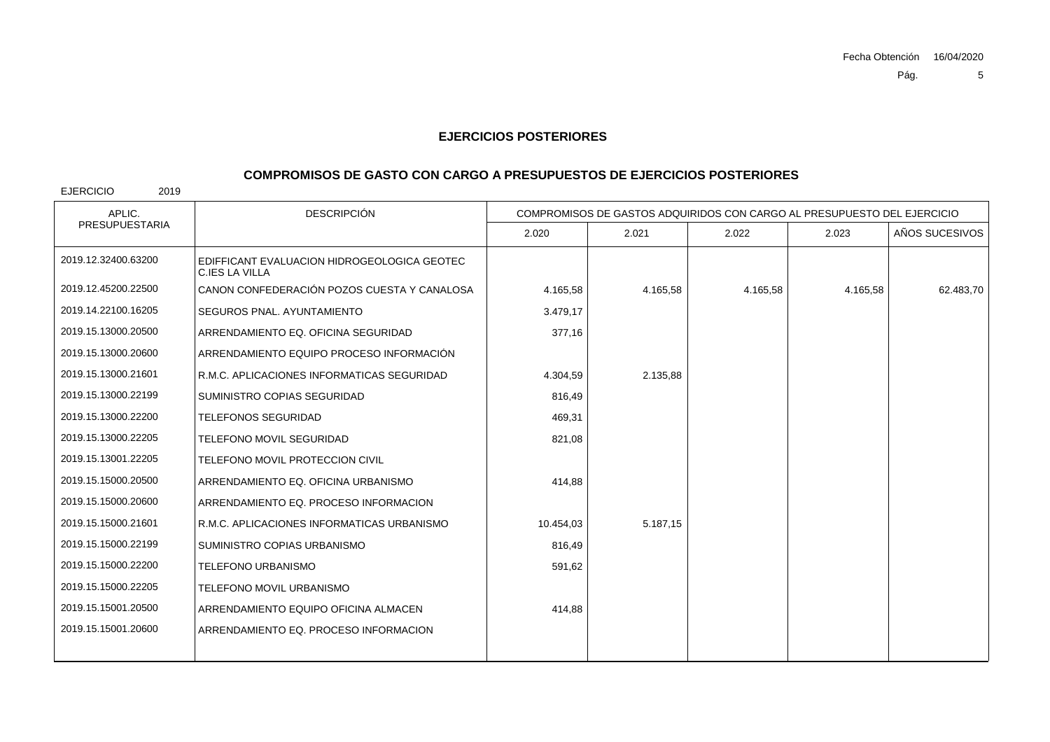## EJERCICIOS POSTERIORES

### COMPROMISOS DE GASTO CON CARGO A PRESUPUESTOS DE EJERCICIOS POSTERIORES

EJERCICIO 2019

| APLIC. PRESUPUESTARIA | DESCRIPCIÓN | COMPROMISOS DE GASTOS ADQUIRIDOS CON CARGO AL PRESUPUESTO DEL EJERCICIO | | | | |
|---|---|---|---|---|---|---|
| | | 2.020 | 2.021 | 2.022 | 2.023 | AÑOS SUCESIVOS |
| 2019.12.32400.63200 | EDIFFICANT EVALUACION HIDROGEOLOGICA GEOTEC C.IES LA VILLA | | | | | |
| 2019.12.45200.22500 | CANON CONFEDERACIÓN POZOS CUESTA Y CANALOSA | 4.165,58 | 4.165,58 | 4.165,58 | 4.165,58 | 62.483,70 |
| 2019.14.22100.16205 | SEGUROS PNAL. AYUNTAMIENTO | 3.479,17 | | | | |
| 2019.15.13000.20500 | ARRENDAMIENTO EQ. OFICINA SEGURIDAD | 377,16 | | | | |
| 2019.15.13000.20600 | ARRENDAMIENTO EQUIPO PROCESO INFORMACIÓN | | | | | |
| 2019.15.13000.21601 | R.M.C. APLICACIONES INFORMATICAS SEGURIDAD | 4.304,59 | 2.135,88 | | | |
| 2019.15.13000.22199 | SUMINISTRO COPIAS SEGURIDAD | 816,49 | | | | |
| 2019.15.13000.22200 | TELEFONOS SEGURIDAD | 469,31 | | | | |
| 2019.15.13000.22205 | TELEFONO MOVIL SEGURIDAD | 821,08 | | | | |
| 2019.15.13001.22205 | TELEFONO MOVIL PROTECCION CIVIL | | | | | |
| 2019.15.15000.20500 | ARRENDAMIENTO EQ. OFICINA URBANISMO | 414,88 | | | | |
| 2019.15.15000.20600 | ARRENDAMIENTO EQ. PROCESO INFORMACION | | | | | |
| 2019.15.15000.21601 | R.M.C. APLICACIONES INFORMATICAS URBANISMO | 10.454,03 | 5.187,15 | | | |
| 2019.15.15000.22199 | SUMINISTRO COPIAS URBANISMO | 816,49 | | | | |
| 2019.15.15000.22200 | TELEFONO URBANISMO | 591,62 | | | | |
| 2019.15.15000.22205 | TELEFONO MOVIL URBANISMO | | | | | |
| 2019.15.15001.20500 | ARRENDAMIENTO EQUIPO OFICINA ALMACEN | 414,88 | | | | |
| 2019.15.15001.20600 | ARRENDAMIENTO EQ. PROCESO INFORMACION | | | | | |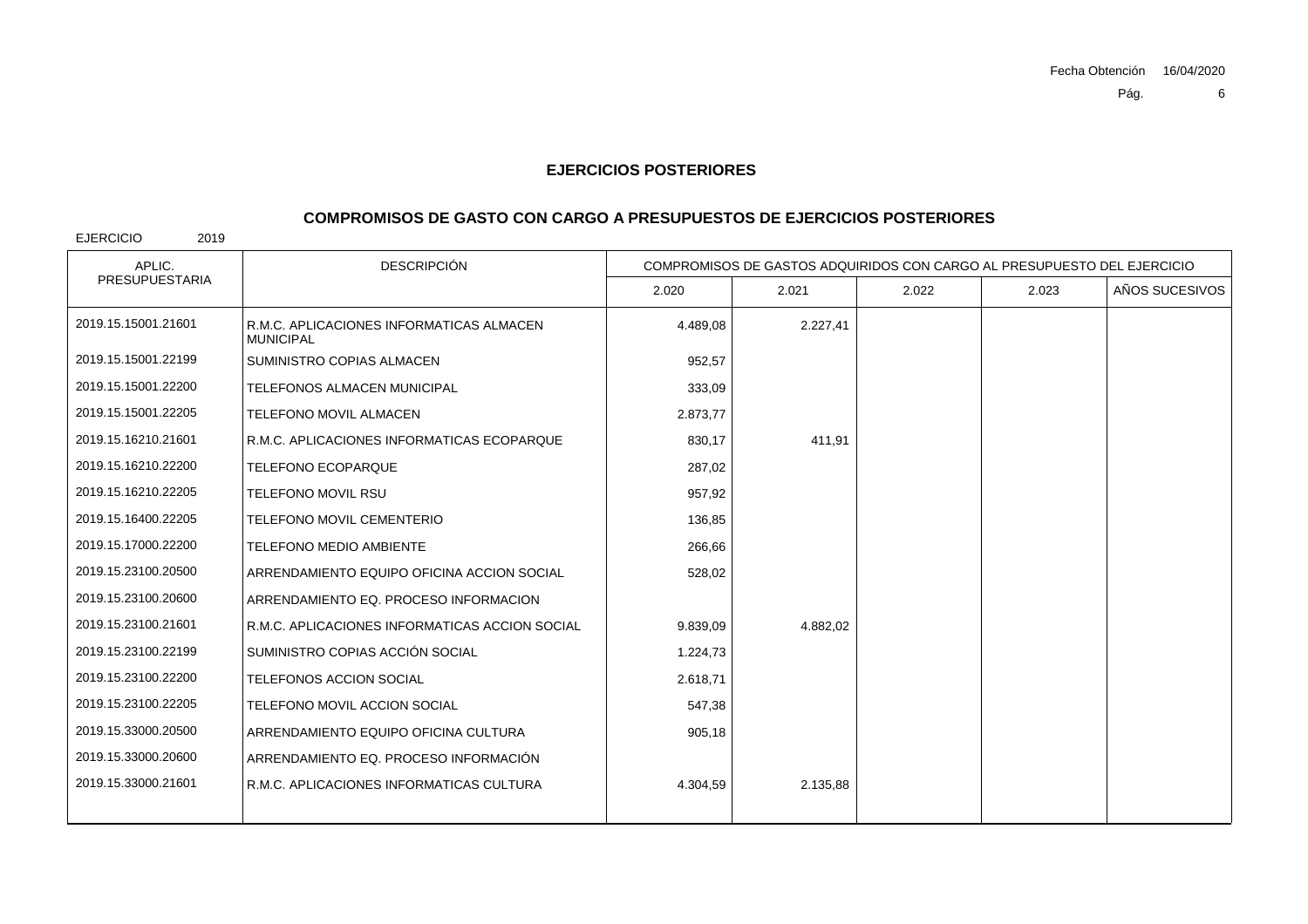## EJERCICIOS POSTERIORES

## COMPROMISOS DE GASTO CON CARGO A PRESUPUESTOS DE EJERCICIOS POSTERIORES

EJERCICIO 2019

| APLIC. PRESUPUESTARIA | DESCRIPCIÓN | COMPROMISOS DE GASTOS ADQUIRIDOS CON CARGO AL PRESUPUESTO DEL EJERCICIO | | | | |
|---|---|---|---|---|---|---|
| | | 2.020 | 2.021 | 2.022 | 2.023 | AÑOS SUCESIVOS |
| 2019.15.15001.21601 | R.M.C. APLICACIONES INFORMATICAS ALMACEN MUNICIPAL | 4.489,08 | 2.227,41 | | | |
| 2019.15.15001.22199 | SUMINISTRO COPIAS ALMACEN | 952,57 | | | | |
| 2019.15.15001.22200 | TELEFONOS ALMACEN MUNICIPAL | 333,09 | | | | |
| 2019.15.15001.22205 | TELEFONO MOVIL ALMACEN | 2.873,77 | | | | |
| 2019.15.16210.21601 | R.M.C. APLICACIONES INFORMATICAS ECOPARQUE | 830,17 | 411,91 | | | |
| 2019.15.16210.22200 | TELEFONO ECOPARQUE | 287,02 | | | | |
| 2019.15.16210.22205 | TELEFONO MOVIL RSU | 957,92 | | | | |
| 2019.15.16400.22205 | TELEFONO MOVIL CEMENTERIO | 136,85 | | | | |
| 2019.15.17000.22200 | TELEFONO MEDIO AMBIENTE | 266,66 | | | | |
| 2019.15.23100.20500 | ARRENDAMIENTO EQUIPO OFICINA ACCION SOCIAL | 528,02 | | | | |
| 2019.15.23100.20600 | ARRENDAMIENTO EQ. PROCESO INFORMACION | | | | | |
| 2019.15.23100.21601 | R.M.C. APLICACIONES INFORMATICAS ACCION SOCIAL | 9.839,09 | 4.882,02 | | | |
| 2019.15.23100.22199 | SUMINISTRO COPIAS ACCIÓN SOCIAL | 1.224,73 | | | | |
| 2019.15.23100.22200 | TELEFONOS ACCION SOCIAL | 2.618,71 | | | | |
| 2019.15.23100.22205 | TELEFONO MOVIL ACCION SOCIAL | 547,38 | | | | |
| 2019.15.33000.20500 | ARRENDAMIENTO EQUIPO OFICINA CULTURA | 905,18 | | | | |
| 2019.15.33000.20600 | ARRENDAMIENTO EQ. PROCESO INFORMACIÓN | | | | | |
| 2019.15.33000.21601 | R.M.C. APLICACIONES INFORMATICAS CULTURA | 4.304,59 | 2.135,88 | | | |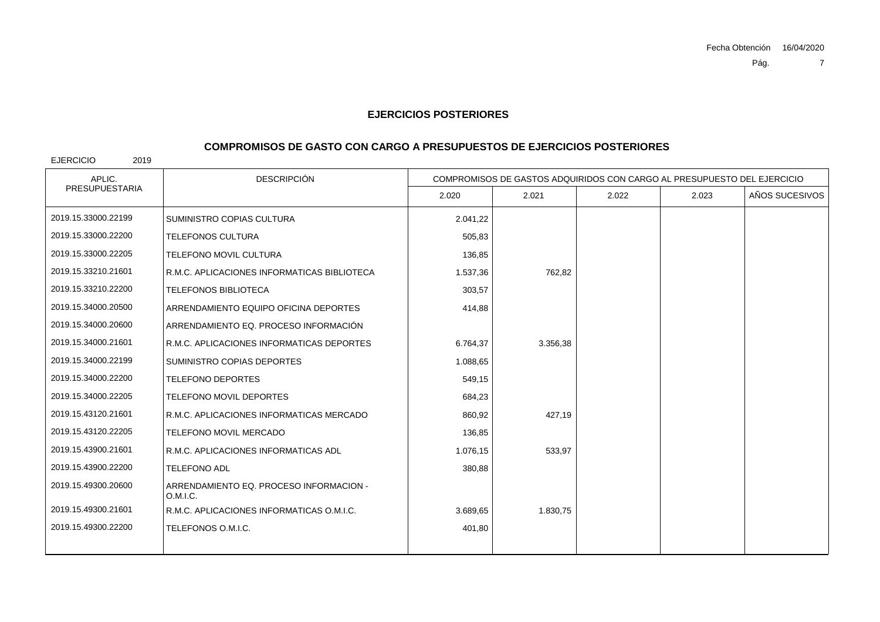## EJERCICIOS POSTERIORES

## COMPROMISOS DE GASTO CON CARGO A PRESUPUESTOS DE EJERCICIOS POSTERIORES

EJERCICIO 2019

| APLIC. PRESUPUESTARIA | DESCRIPCIÓN | COMPROMISOS DE GASTOS ADQUIRIDOS CON CARGO AL PRESUPUESTO DEL EJERCICIO | | | | |
|---|---|---|---|---|---|---|
| | | 2.020 | 2.021 | 2.022 | 2.023 | AÑOS SUCESIVOS |
| 2019.15.33000.22199 | SUMINISTRO COPIAS CULTURA | 2.041,22 | | | | |
| 2019.15.33000.22200 | TELEFONOS CULTURA | 505,83 | | | | |
| 2019.15.33000.22205 | TELEFONO MOVIL CULTURA | 136,85 | | | | |
| 2019.15.33210.21601 | R.M.C. APLICACIONES INFORMATICAS BIBLIOTECA | 1.537,36 | 762,82 | | | |
| 2019.15.33210.22200 | TELEFONOS BIBLIOTECA | 303,57 | | | | |
| 2019.15.34000.20500 | ARRENDAMIENTO EQUIPO OFICINA DEPORTES | 414,88 | | | | |
| 2019.15.34000.20600 | ARRENDAMIENTO EQ. PROCESO INFORMACIÓN | | | | | |
| 2019.15.34000.21601 | R.M.C. APLICACIONES INFORMATICAS DEPORTES | 6.764,37 | 3.356,38 | | | |
| 2019.15.34000.22199 | SUMINISTRO COPIAS DEPORTES | 1.088,65 | | | | |
| 2019.15.34000.22200 | TELEFONO DEPORTES | 549,15 | | | | |
| 2019.15.34000.22205 | TELEFONO MOVIL DEPORTES | 684,23 | | | | |
| 2019.15.43120.21601 | R.M.C. APLICACIONES INFORMATICAS MERCADO | 860,92 | 427,19 | | | |
| 2019.15.43120.22205 | TELEFONO MOVIL MERCADO | 136,85 | | | | |
| 2019.15.43900.21601 | R.M.C. APLICACIONES INFORMATICAS ADL | 1.076,15 | 533,97 | | | |
| 2019.15.43900.22200 | TELEFONO ADL | 380,88 | | | | |
| 2019.15.49300.20600 | ARRENDAMIENTO EQ. PROCESO INFORMACION - O.M.I.C. | | | | | |
| 2019.15.49300.21601 | R.M.C. APLICACIONES INFORMATICAS O.M.I.C. | 3.689,65 | 1.830,75 | | | |
| 2019.15.49300.22200 | TELEFONOS O.M.I.C. | 401,80 | | | | |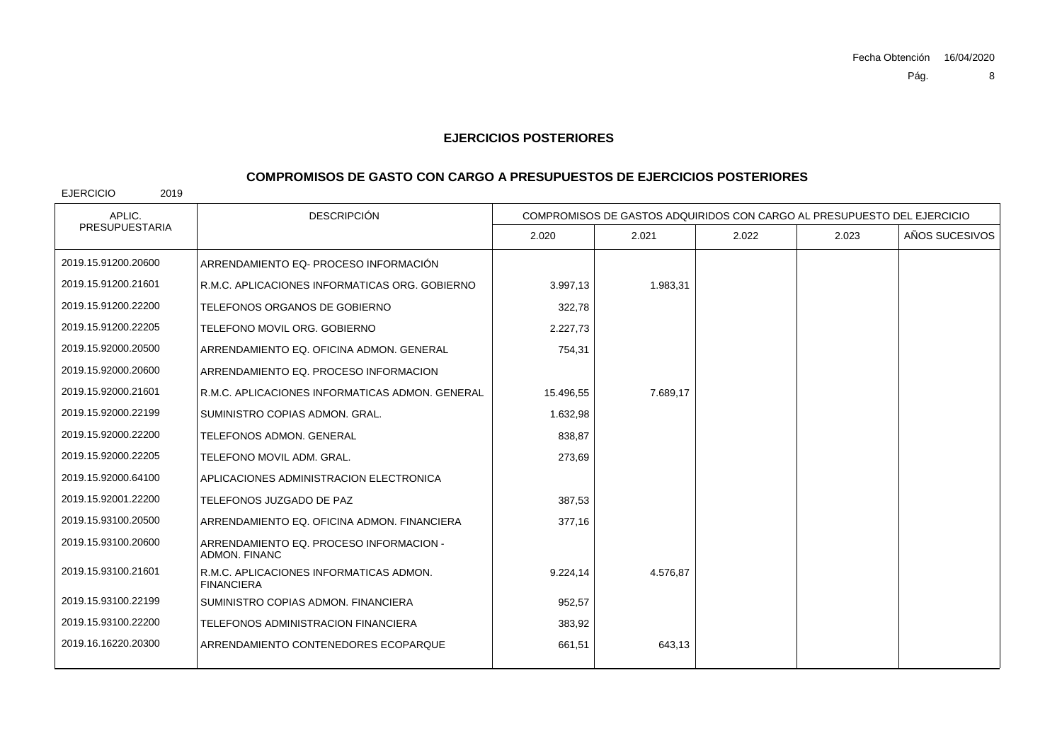## EJERCICIOS POSTERIORES

### COMPROMISOS DE GASTO CON CARGO A PRESUPUESTOS DE EJERCICIOS POSTERIORES

EJERCICIO 2019

| APLIC. PRESUPUESTARIA | DESCRIPCIÓN | COMPROMISOS DE GASTOS ADQUIRIDOS CON CARGO AL PRESUPUESTO DEL EJERCICIO | | | | |
|---|---|---|---|---|---|---|
| | | 2.020 | 2.021 | 2.022 | 2.023 | AÑOS SUCESIVOS |
| 2019.15.91200.20600 | ARRENDAMIENTO EQ- PROCESO INFORMACIÓN | | | | | |
| 2019.15.91200.21601 | R.M.C. APLICACIONES INFORMATICAS ORG. GOBIERNO | 3.997,13 | 1.983,31 | | | |
| 2019.15.91200.22200 | TELEFONOS ORGANOS DE GOBIERNO | 322,78 | | | | |
| 2019.15.91200.22205 | TELEFONO MOVIL ORG. GOBIERNO | 2.227,73 | | | | |
| 2019.15.92000.20500 | ARRENDAMIENTO EQ. OFICINA ADMON. GENERAL | 754,31 | | | | |
| 2019.15.92000.20600 | ARRENDAMIENTO EQ. PROCESO INFORMACION | | | | | |
| 2019.15.92000.21601 | R.M.C. APLICACIONES INFORMATICAS ADMON. GENERAL | 15.496,55 | 7.689,17 | | | |
| 2019.15.92000.22199 | SUMINISTRO COPIAS ADMON. GRAL. | 1.632,98 | | | | |
| 2019.15.92000.22200 | TELEFONOS ADMON. GENERAL | 838,87 | | | | |
| 2019.15.92000.22205 | TELEFONO MOVIL ADM. GRAL. | 273,69 | | | | |
| 2019.15.92000.64100 | APLICACIONES ADMINISTRACION ELECTRONICA | | | | | |
| 2019.15.92001.22200 | TELEFONOS JUZGADO DE PAZ | 387,53 | | | | |
| 2019.15.93100.20500 | ARRENDAMIENTO EQ. OFICINA ADMON. FINANCIERA | 377,16 | | | | |
| 2019.15.93100.20600 | ARRENDAMIENTO EQ. PROCESO INFORMACION - ADMON. FINANC | | | | | |
| 2019.15.93100.21601 | R.M.C. APLICACIONES INFORMATICAS ADMON. FINANCIERA | 9.224,14 | 4.576,87 | | | |
| 2019.15.93100.22199 | SUMINISTRO COPIAS ADMON. FINANCIERA | 952,57 | | | | |
| 2019.15.93100.22200 | TELEFONOS ADMINISTRACION FINANCIERA | 383,92 | | | | |
| 2019.16.16220.20300 | ARRENDAMIENTO CONTENEDORES ECOPARQUE | 661,51 | 643,13 | | | |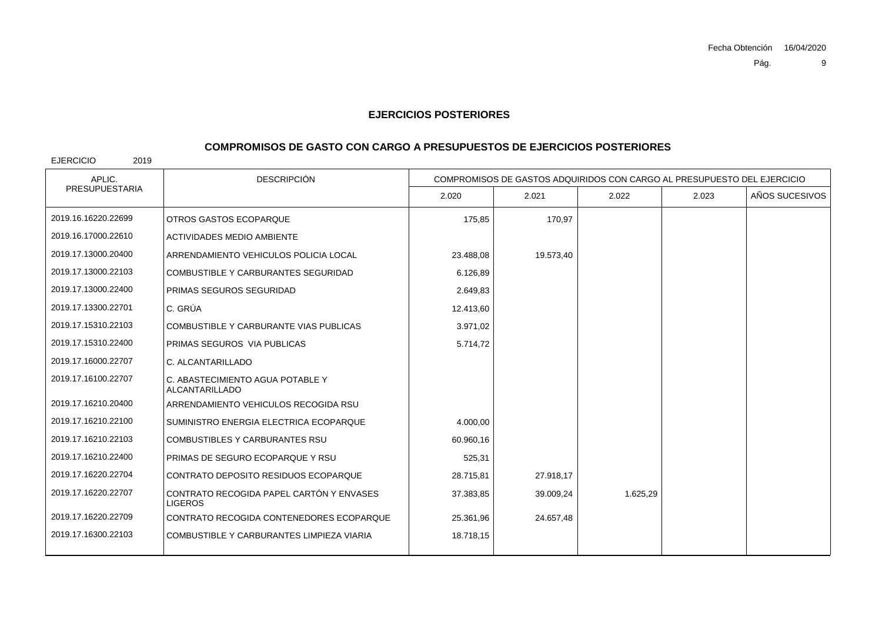Fecha Obtención 16/04/2020

## EJERCICIOS POSTERIORES

## COMPROMISOS DE GASTO CON CARGO A PRESUPUESTOS DE EJERCICIOS POSTERIORES

EJERCICIO 2019

| APLIC. PRESUPUESTARIA | DESCRIPCIÓN | COMPROMISOS DE GASTOS ADQUIRIDOS CON CARGO AL PRESUPUESTO DEL EJERCICIO | | | | |
|---|---|---|---|---|---|---|
| | | 2.020 | 2.021 | 2.022 | 2.023 | AÑOS SUCESIVOS |
| 2019.16.16220.22699 | OTROS GASTOS ECOPARQUE | 175,85 | 170,97 | | | |
| 2019.16.17000.22610 | ACTIVIDADES MEDIO AMBIENTE | | | | | |
| 2019.17.13000.20400 | ARRENDAMIENTO VEHICULOS POLICIA LOCAL | 23.488,08 | 19.573,40 | | | |
| 2019.17.13000.22103 | COMBUSTIBLE Y CARBURANTES SEGURIDAD | 6.126,89 | | | | |
| 2019.17.13000.22400 | PRIMAS SEGUROS SEGURIDAD | 2.649,83 | | | | |
| 2019.17.13300.22701 | C. GRÚA | 12.413,60 | | | | |
| 2019.17.15310.22103 | COMBUSTIBLE Y CARBURANTE VIAS PUBLICAS | 3.971,02 | | | | |
| 2019.17.15310.22400 | PRIMAS SEGUROS VIA PUBLICAS | 5.714,72 | | | | |
| 2019.17.16000.22707 | C. ALCANTARILLADO | | | | | |
| 2019.17.16100.22707 | C. ABASTECIMIENTO AGUA POTABLE Y ALCANTARILLADO | | | | | |
| 2019.17.16210.20400 | ARRENDAMIENTO VEHICULOS RECOGIDA RSU | | | | | |
| 2019.17.16210.22100 | SUMINISTRO ENERGIA ELECTRICA ECOPARQUE | 4.000,00 | | | | |
| 2019.17.16210.22103 | COMBUSTIBLES Y CARBURANTES RSU | 60.960,16 | | | | |
| 2019.17.16210.22400 | PRIMAS DE SEGURO ECOPARQUE Y RSU | 525,31 | | | | |
| 2019.17.16220.22704 | CONTRATO DEPOSITO RESIDUOS ECOPARQUE | 28.715,81 | 27.918,17 | | | |
| 2019.17.16220.22707 | CONTRATO RECOGIDA PAPEL CARTÓN Y ENVASES LIGEROS | 37.383,85 | 39.009,24 | 1.625,29 | | |
| 2019.17.16220.22709 | CONTRATO RECOGIDA CONTENEDORES ECOPARQUE | 25.361,96 | 24.657,48 | | | |
| 2019.17.16300.22103 | COMBUSTIBLE Y CARBURANTES LIMPIEZA VIARIA | 18.718,15 | | | | |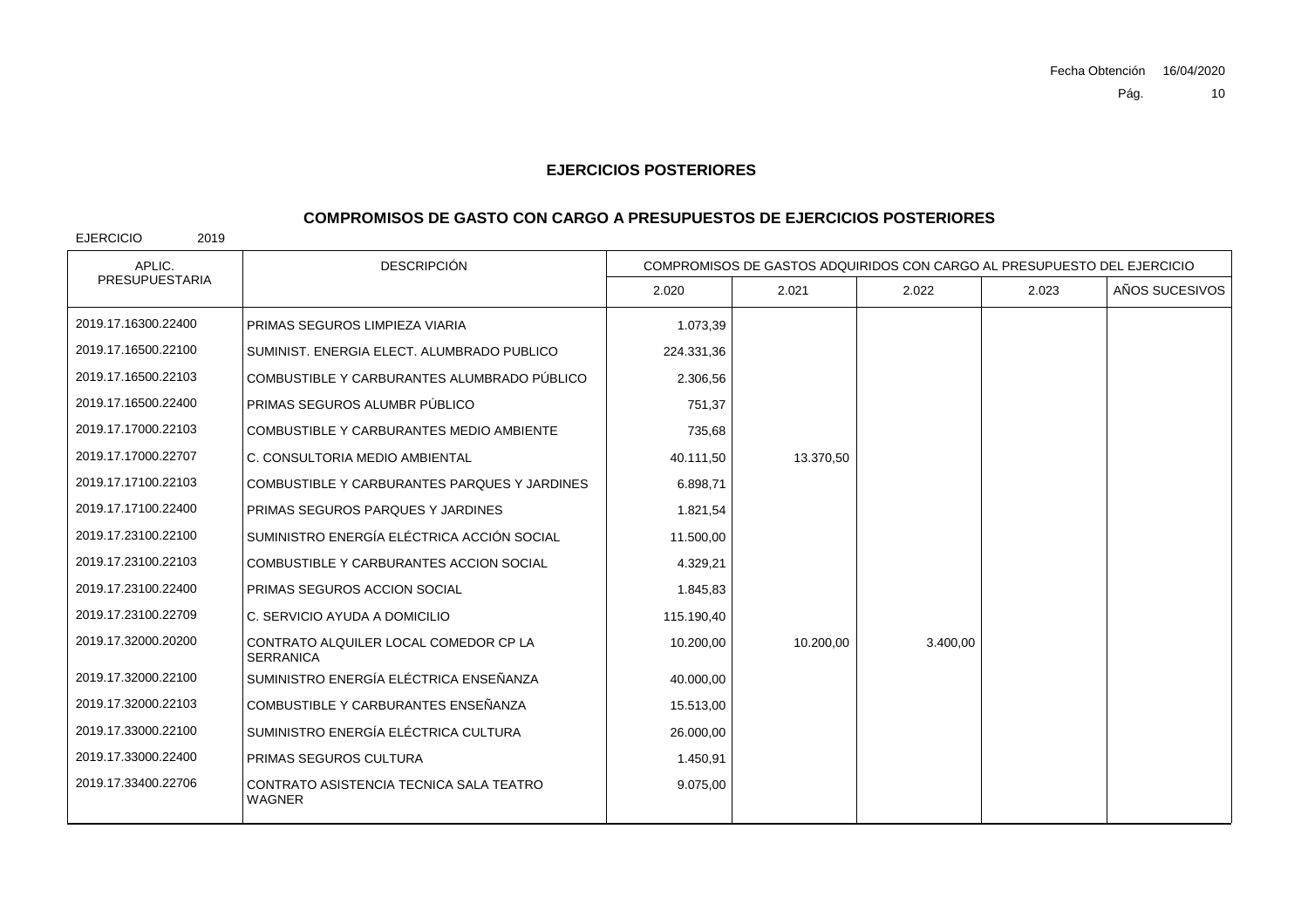Fecha Obtención 16/04/2020

## EJERCICIOS POSTERIORES

## COMPROMISOS DE GASTO CON CARGO A PRESUPUESTOS DE EJERCICIOS POSTERIORES

EJERCICIO 2019

| APLIC. PRESUPUESTARIA | DESCRIPCIÓN | COMPROMISOS DE GASTOS ADQUIRIDOS CON CARGO AL PRESUPUESTO DEL EJERCICIO | | | | |
|---|---|---|---|---|---|---|
| | | 2.020 | 2.021 | 2.022 | 2.023 | AÑOS SUCESIVOS |
| 2019.17.16300.22400 | PRIMAS SEGUROS LIMPIEZA VIARIA | 1.073,39 | | | | |
| 2019.17.16500.22100 | SUMINIST. ENERGIA ELECT. ALUMBRADO PUBLICO | 224.331,36 | | | | |
| 2019.17.16500.22103 | COMBUSTIBLE Y CARBURANTES ALUMBRADO PÚBLICO | 2.306,56 | | | | |
| 2019.17.16500.22400 | PRIMAS SEGUROS ALUMBR PÚBLICO | 751,37 | | | | |
| 2019.17.17000.22103 | COMBUSTIBLE Y CARBURANTES MEDIO AMBIENTE | 735,68 | | | | |
| 2019.17.17000.22707 | C. CONSULTORIA MEDIO AMBIENTAL | 40.111,50 | 13.370,50 | | | |
| 2019.17.17100.22103 | COMBUSTIBLE Y CARBURANTES PARQUES Y JARDINES | 6.898,71 | | | | |
| 2019.17.17100.22400 | PRIMAS SEGUROS PARQUES Y JARDINES | 1.821,54 | | | | |
| 2019.17.23100.22100 | SUMINISTRO ENERGÍA ELÉCTRICA ACCIÓN SOCIAL | 11.500,00 | | | | |
| 2019.17.23100.22103 | COMBUSTIBLE Y CARBURANTES ACCION SOCIAL | 4.329,21 | | | | |
| 2019.17.23100.22400 | PRIMAS SEGUROS ACCION SOCIAL | 1.845,83 | | | | |
| 2019.17.23100.22709 | C. SERVICIO AYUDA A DOMICILIO | 115.190,40 | | | | |
| 2019.17.32000.20200 | CONTRATO ALQUILER LOCAL COMEDOR CP LA SERRANICA | 10.200,00 | 10.200,00 | 3.400,00 | | |
| 2019.17.32000.22100 | SUMINISTRO ENERGÍA ELÉCTRICA ENSEÑANZA | 40.000,00 | | | | |
| 2019.17.32000.22103 | COMBUSTIBLE Y CARBURANTES ENSEÑANZA | 15.513,00 | | | | |
| 2019.17.33000.22100 | SUMINISTRO ENERGÍA ELÉCTRICA CULTURA | 26.000,00 | | | | |
| 2019.17.33000.22400 | PRIMAS SEGUROS CULTURA | 1.450,91 | | | | |
| 2019.17.33400.22706 | CONTRATO ASISTENCIA TECNICA SALA TEATRO WAGNER | 9.075,00 | | | | |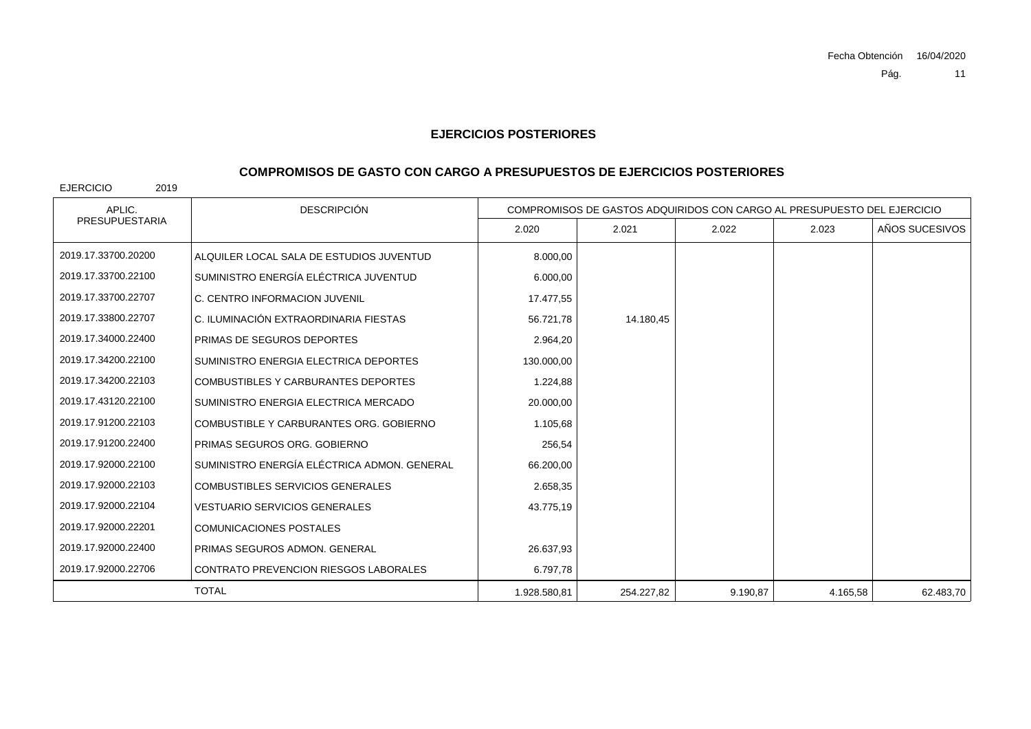Fecha Obtención 16/04/2020

## EJERCICIOS POSTERIORES

## COMPROMISOS DE GASTO CON CARGO A PRESUPUESTOS DE EJERCICIOS POSTERIORES

EJERCICIO 2019

| APLIC. PRESUPUESTARIA | DESCRIPCIÓN | COMPROMISOS DE GASTOS ADQUIRIDOS CON CARGO AL PRESUPUESTO DEL EJERCICIO | | | | |
|---|---|---|---|---|---|---|
| | | 2.020 | 2.021 | 2.022 | 2.023 | AÑOS SUCESIVOS |
| 2019.17.33700.20200 | ALQUILER LOCAL SALA DE ESTUDIOS JUVENTUD | 8.000,00 | | | | |
| 2019.17.33700.22100 | SUMINISTRO ENERGÍA ELÉCTRICA JUVENTUD | 6.000,00 | | | | |
| 2019.17.33700.22707 | C. CENTRO INFORMACION JUVENIL | 17.477,55 | | | | |
| 2019.17.33800.22707 | C. ILUMINACIÓN EXTRAORDINARIA FIESTAS | 56.721,78 | 14.180,45 | | | |
| 2019.17.34000.22400 | PRIMAS DE SEGUROS DEPORTES | 2.964,20 | | | | |
| 2019.17.34200.22100 | SUMINISTRO ENERGIA ELECTRICA DEPORTES | 130.000,00 | | | | |
| 2019.17.34200.22103 | COMBUSTIBLES Y CARBURANTES DEPORTES | 1.224,88 | | | | |
| 2019.17.43120.22100 | SUMINISTRO ENERGIA ELECTRICA MERCADO | 20.000,00 | | | | |
| 2019.17.91200.22103 | COMBUSTIBLE Y CARBURANTES ORG. GOBIERNO | 1.105,68 | | | | |
| 2019.17.91200.22400 | PRIMAS SEGUROS ORG. GOBIERNO | 256,54 | | | | |
| 2019.17.92000.22100 | SUMINISTRO ENERGÍA ELÉCTRICA ADMON. GENERAL | 66.200,00 | | | | |
| 2019.17.92000.22103 | COMBUSTIBLES SERVICIOS GENERALES | 2.658,35 | | | | |
| 2019.17.92000.22104 | VESTUARIO SERVICIOS GENERALES | 43.775,19 | | | | |
| 2019.17.92000.22201 | COMUNICACIONES POSTALES | | | | | |
| 2019.17.92000.22400 | PRIMAS SEGUROS ADMON. GENERAL | 26.637,93 | | | | |
| 2019.17.92000.22706 | CONTRATO PREVENCION RIESGOS LABORALES | 6.797,78 | | | | |
| TOTAL | | 1.928.580,81 | 254.227,82 | 9.190,87 | 4.165,58 | 62.483,70 |